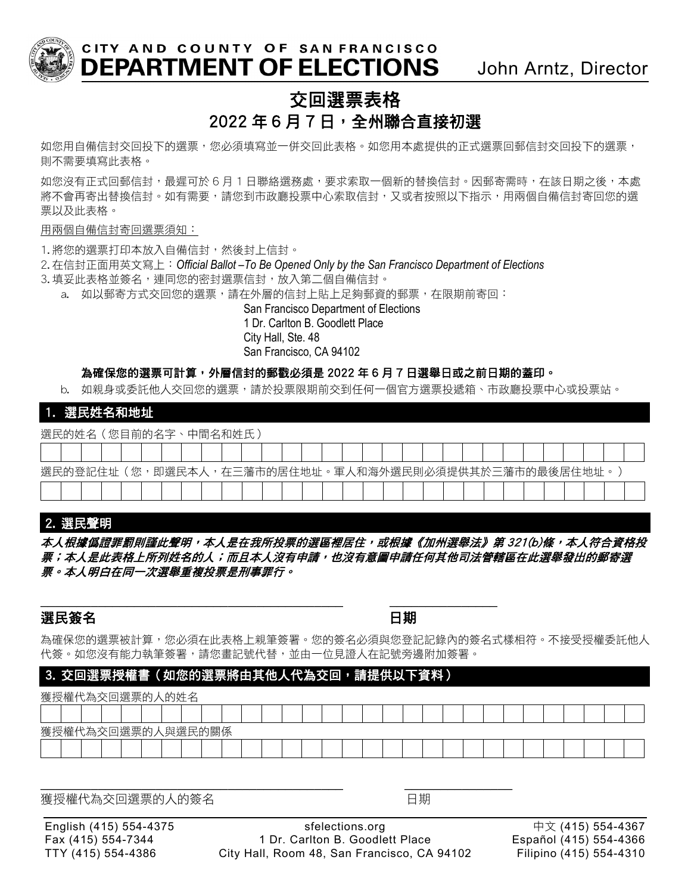CITY AND COUNTY OF SAN FRANCISCO

**DEPARTMENT OF ELECTIONS**

John Arntz, Director

# 交回選票表格

## 2022 年 6 月 7 日，全州聯合直接初選

如您用自備信封交回投下的選票，您必須填寫並一併交回此表格。如您用本處提供的正式選票回郵信封交回投下的選票，則不需要填寫此表格。

如您沒有正式回郵信封，最遲可於 6 月 1 日聯絡選務處，要求索取一個新的替換信封。因郵寄需時，在該日期之後，本處將不會再寄出替換信封。如有需要，請您到市政廳投票中心索取信封，又或者按照以下指示，用兩個自備信封寄回您的選票以及此表格。

用兩個自備信封寄回選票須知：

1. 將您的選票打印本放入自備信封，然後封上信封。
2. 在信封正面用英文寫上：*Official Ballot –To Be Opened Only by the San Francisco Department of Elections*
3. 填妥此表格並簽名，連同您的密封選票信封，放入第二個自備信封。
   a. 如以郵寄方式交回您的選票，請在外層的信封上貼上足夠郵資的郵票，在限期前寄回：

      San Francisco Department of Elections
      1 Dr. Carlton B. Goodlett Place
      City Hall, Ste. 48
      San Francisco, CA 94102

      **為確保您的選票可計算，外層信封的郵戳必須是 2022 年 6 月 7 日選舉日或之前日期的蓋印。**

   b. 如親身或委託他人交回您的選票，請於投票限期前交到任何一個官方選票投遞箱、市政廳投票中心或投票站。

## 1. 選民姓名和地址

選民的姓名（您目前的名字、中間名和姓氏）

______________________________________________

選民的登記住址（您，即選民本人，在三藩市的居住地址。軍人和海外選民則必須提供其於三藩市的最後居住地址。）

______________________________________________

## 2. 選民聲明

***本人根據偽證罪罰則謹此聲明，本人是在我所投票的選區裡居住，或根據《加州選舉法》第 321(b)條，本人符合資格投票；本人是此表格上所列姓名的人；而且本人沒有申請，也沒有意圖申請任何其他司法管轄區在此選舉發出的郵寄選票。本人明白在同一次選舉重複投票是刑事罪行。***

______________________________ ______________

**選民簽名** **日期**

為確保您的選票被計算，您必須在此表格上親筆簽署。您的簽名必須與您登記記錄內的簽名式樣相符。不接受授權委託他人代簽。如您沒有能力執筆簽署，請您畫記號代替，並由一位見證人在記號旁邊附加簽署。

## 3. 交回選票授權書（如您的選票將由其他人代為交回，請提供以下資料）

獲授權代為交回選票的人的姓名

______________________________________________

獲授權代為交回選票的人與選民的關係

______________________________________________

______________________________ ______________

獲授權代為交回選票的人的簽名 日期

English (415) 554-4375 | Fax (415) 554-7344 | TTY (415) 554-4386

sfelections.org | 1 Dr. Carlton B. Goodlett Place | City Hall, Room 48, San Francisco, CA 94102

中文 (415) 554-4367 | Español (415) 554-4366 | Filipino (415) 554-4310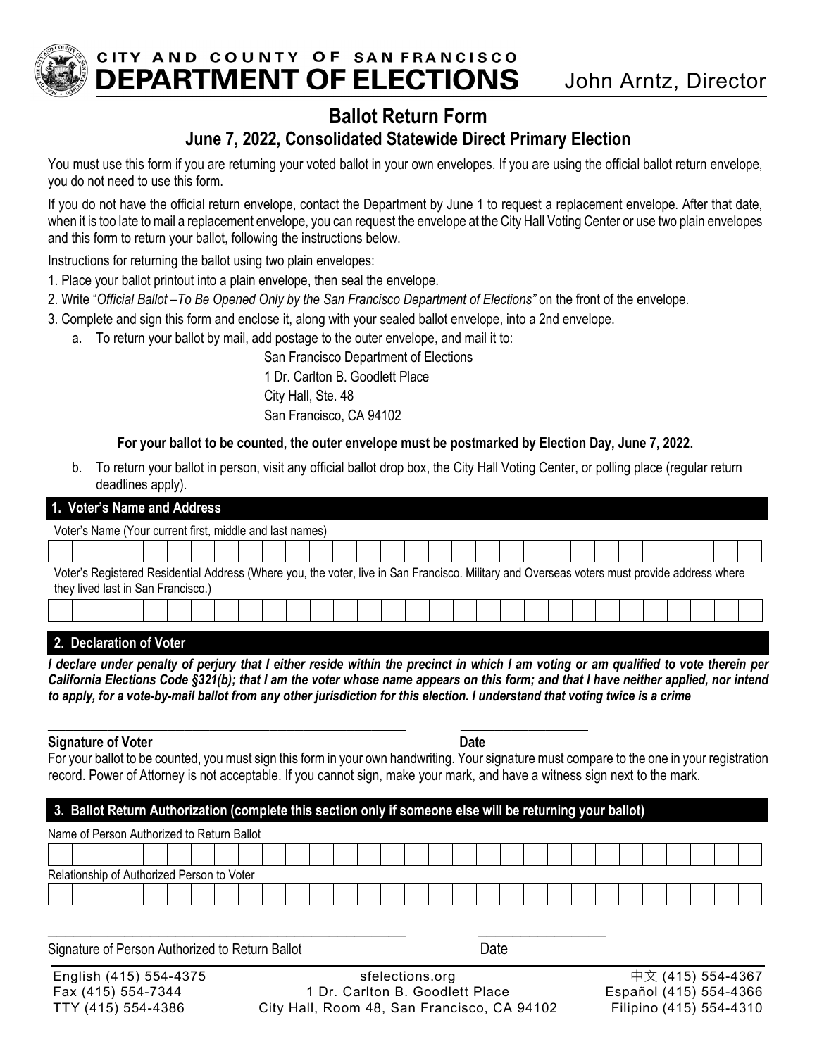CITY AND COUNTY OF SAN FRANCISCO
# DEPARTMENT OF ELECTIONS

John Arntz, Director

## Ballot Return Form

### June 7, 2022, Consolidated Statewide Direct Primary Election

You must use this form if you are returning your voted ballot in your own envelopes. If you are using the official ballot return envelope, you do not need to use this form.

If you do not have the official return envelope, contact the Department by June 1 to request a replacement envelope. After that date, when it is too late to mail a replacement envelope, you can request the envelope at the City Hall Voting Center or use two plain envelopes and this form to return your ballot, following the instructions below.

Instructions for returning the ballot using two plain envelopes:

1. Place your ballot printout into a plain envelope, then seal the envelope.
2. Write "*Official Ballot –To Be Opened Only by the San Francisco Department of Elections*" on the front of the envelope.
3. Complete and sign this form and enclose it, along with your sealed ballot envelope, into a 2nd envelope.
   a. To return your ballot by mail, add postage to the outer envelope, and mail it to:

      San Francisco Department of Elections
      1 Dr. Carlton B. Goodlett Place
      City Hall, Ste. 48
      San Francisco, CA 94102

      **For your ballot to be counted, the outer envelope must be postmarked by Election Day, June 7, 2022.**

   b. To return your ballot in person, visit any official ballot drop box, the City Hall Voting Center, or polling place (regular return deadlines apply).

**1. Voter's Name and Address**

Voter's Name (Your current first, middle and last names)

Voter's Registered Residential Address (Where you, the voter, live in San Francisco. Military and Overseas voters must provide address where they lived last in San Francisco.)

**2. Declaration of Voter**

***I declare under penalty of perjury that I either reside within the precinct in which I am voting or am qualified to vote therein per California Elections Code §321(b); that I am the voter whose name appears on this form; and that I have neither applied, nor intend to apply, for a vote-by-mail ballot from any other jurisdiction for this election. I understand that voting twice is a crime***

**Signature of Voter** **Date**

For your ballot to be counted, you must sign this form in your own handwriting. Your signature must compare to the one in your registration record. Power of Attorney is not acceptable. If you cannot sign, make your mark, and have a witness sign next to the mark.

**3. Ballot Return Authorization (complete this section only if someone else will be returning your ballot)**

Name of Person Authorized to Return Ballot

Relationship of Authorized Person to Voter

Signature of Person Authorized to Return Ballot Date

English (415) 554-4375
Fax (415) 554-7344
TTY (415) 554-4386

sfelections.org
1 Dr. Carlton B. Goodlett Place
City Hall, Room 48, San Francisco, CA 94102

中文 (415) 554-4367
Español (415) 554-4366
Filipino (415) 554-4310